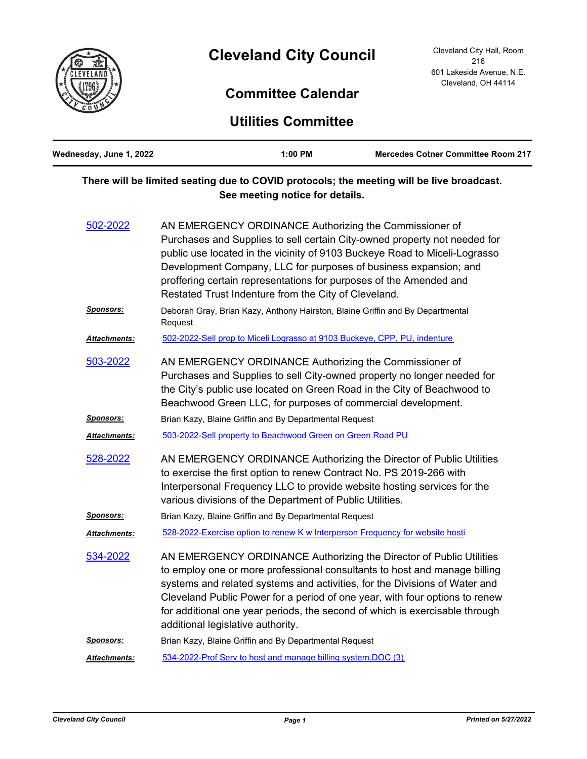# Cleveland City Council

Cleveland City Hall, Room 216
601 Lakeside Avenue, N.E.
Cleveland, OH 44114

## Committee Calendar

## Utilities Committee

**Wednesday, June 1, 2022** | **1:00 PM** | **Mercedes Cotner Committee Room 217**

**There will be limited seating due to COVID protocols; the meeting will be live broadcast. See meeting notice for details.**

**502-2022**

AN EMERGENCY ORDINANCE Authorizing the Commissioner of Purchases and Supplies to sell certain City-owned property not needed for public use located in the vicinity of 9103 Buckeye Road to Miceli-Lograsso Development Company, LLC for purposes of business expansion; and proffering certain representations for purposes of the Amended and Restated Trust Indenture from the City of Cleveland.

***Sponsors:*** Deborah Gray, Brian Kazy, Anthony Hairston, Blaine Griffin and By Departmental Request

***Attachments:*** 502-2022-Sell prop to Miceli Lograsso at 9103 Buckeye, CPP, PU, indenture

**503-2022**

AN EMERGENCY ORDINANCE Authorizing the Commissioner of Purchases and Supplies to sell City-owned property no longer needed for the City's public use located on Green Road in the City of Beachwood to Beachwood Green LLC, for purposes of commercial development.

***Sponsors:*** Brian Kazy, Blaine Griffin and By Departmental Request

***Attachments:*** 503-2022-Sell property to Beachwood Green on Green Road PU

**528-2022**

AN EMERGENCY ORDINANCE Authorizing the Director of Public Utilities to exercise the first option to renew Contract No. PS 2019-266 with Interpersonal Frequency LLC to provide website hosting services for the various divisions of the Department of Public Utilities.

***Sponsors:*** Brian Kazy, Blaine Griffin and By Departmental Request

***Attachments:*** 528-2022-Exercise option to renew K w Interperson Frequency for website hosti

**534-2022**

AN EMERGENCY ORDINANCE Authorizing the Director of Public Utilities to employ one or more professional consultants to host and manage billing systems and related systems and activities, for the Divisions of Water and Cleveland Public Power for a period of one year, with four options to renew for additional one year periods, the second of which is exercisable through additional legislative authority.

***Sponsors:*** Brian Kazy, Blaine Griffin and By Departmental Request

***Attachments:*** 534-2022-Prof Serv to host and manage billing system.DOC (3)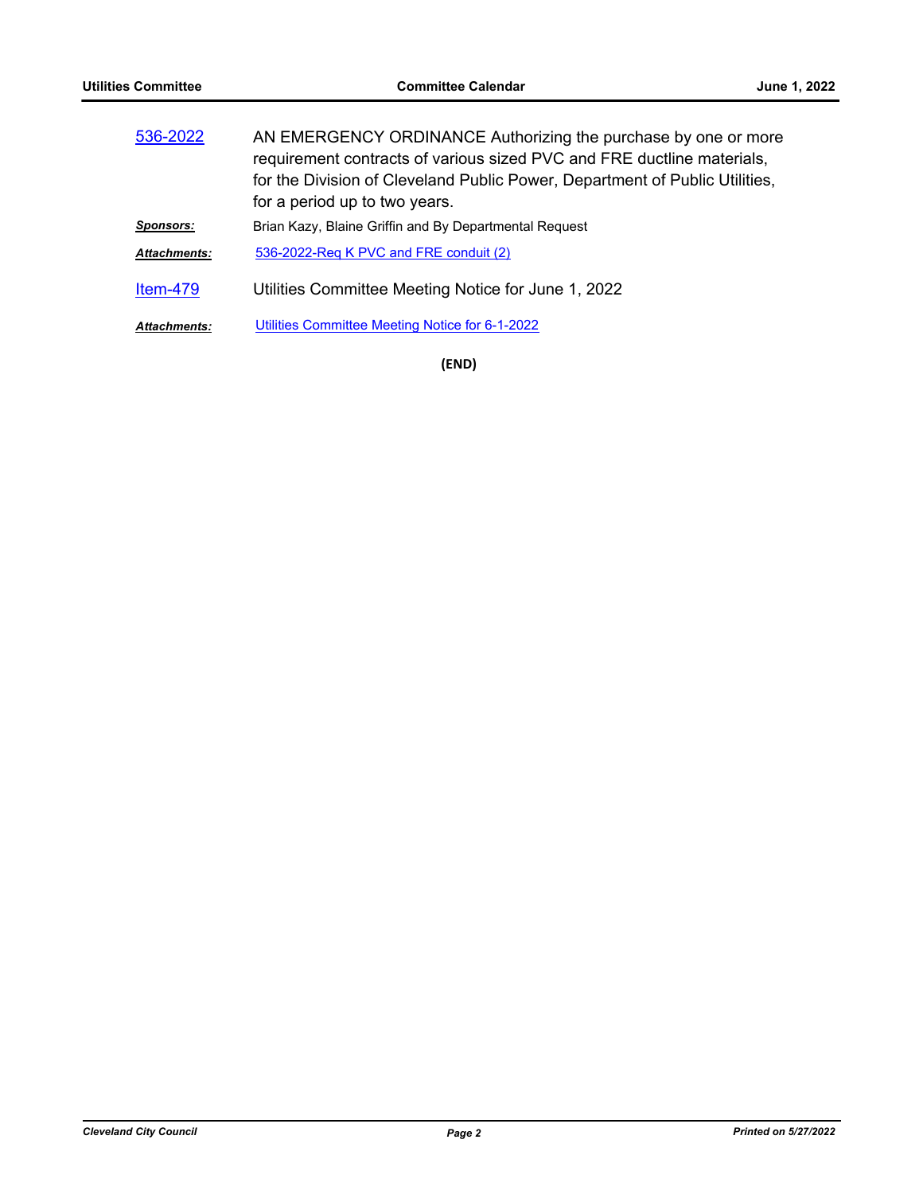536-2022 AN EMERGENCY ORDINANCE Authorizing the purchase by one or more requirement contracts of various sized PVC and FRE ductline materials, for the Division of Cleveland Public Power, Department of Public Utilities, for a period up to two years.

***Sponsors:*** Brian Kazy, Blaine Griffin and By Departmental Request

***Attachments:*** 536-2022-Req K PVC and FRE conduit (2)

Item-479 Utilities Committee Meeting Notice for June 1, 2022

***Attachments:*** Utilities Committee Meeting Notice for 6-1-2022

**(END)**